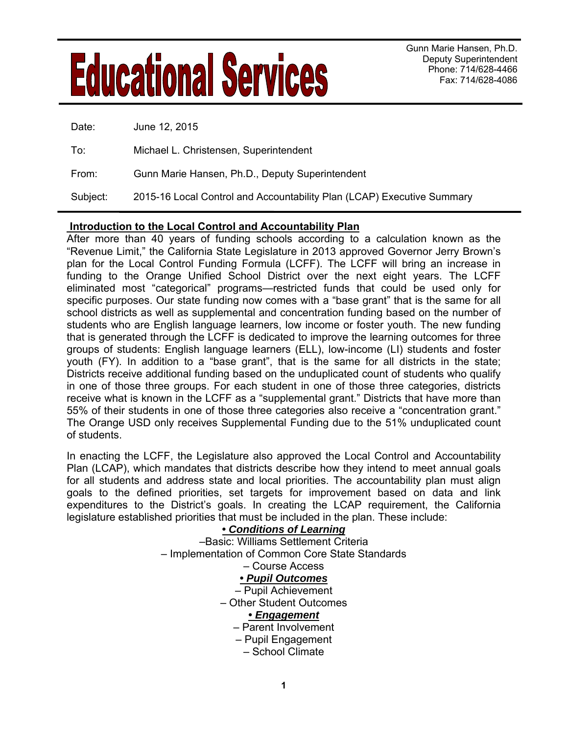# Educational Services

Gunn Marie Hansen, Ph.D.
Deputy Superintendent
Phone: 714/628-4466
Fax: 714/628-4086

Date: June 12, 2015

To: Michael L. Christensen, Superintendent

From: Gunn Marie Hansen, Ph.D., Deputy Superintendent

Subject: 2015-16 Local Control and Accountability Plan (LCAP) Executive Summary

## Introduction to the Local Control and Accountability Plan

After more than 40 years of funding schools according to a calculation known as the "Revenue Limit," the California State Legislature in 2013 approved Governor Jerry Brown's plan for the Local Control Funding Formula (LCFF). The LCFF will bring an increase in funding to the Orange Unified School District over the next eight years. The LCFF eliminated most "categorical" programs—restricted funds that could be used only for specific purposes. Our state funding now comes with a "base grant" that is the same for all school districts as well as supplemental and concentration funding based on the number of students who are English language learners, low income or foster youth. The new funding that is generated through the LCFF is dedicated to improve the learning outcomes for three groups of students: English language learners (ELL), low-income (LI) students and foster youth (FY). In addition to a "base grant", that is the same for all districts in the state; Districts receive additional funding based on the unduplicated count of students who qualify in one of those three groups. For each student in one of those three categories, districts receive what is known in the LCFF as a "supplemental grant." Districts that have more than 55% of their students in one of those three categories also receive a "concentration grant." The Orange USD only receives Supplemental Funding due to the 51% unduplicated count of students.

In enacting the LCFF, the Legislature also approved the Local Control and Accountability Plan (LCAP), which mandates that districts describe how they intend to meet annual goals for all students and address state and local priorities. The accountability plan must align goals to the defined priorities, set targets for improvement based on data and link expenditures to the District's goals. In creating the LCAP requirement, the California legislature established priorities that must be included in the plan. These include:

***• Conditions of Learning***

–Basic: Williams Settlement Criteria
– Implementation of Common Core State Standards
– Course Access

***• Pupil Outcomes***

– Pupil Achievement
– Other Student Outcomes

***• Engagement***

– Parent Involvement
– Pupil Engagement
– School Climate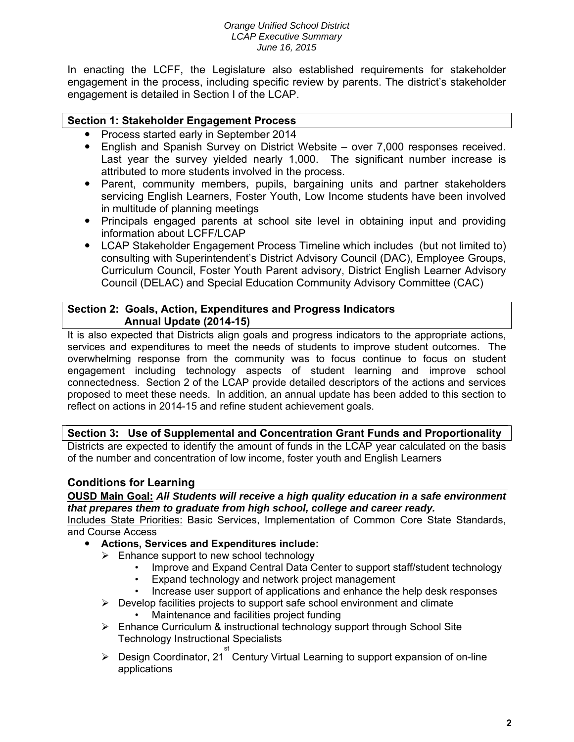In enacting the LCFF, the Legislature also established requirements for stakeholder engagement in the process, including specific review by parents. The district's stakeholder engagement is detailed in Section I of the LCAP.

**Section 1: Stakeholder Engagement Process**

- Process started early in September 2014
- English and Spanish Survey on District Website – over 7,000 responses received. Last year the survey yielded nearly 1,000. The significant number increase is attributed to more students involved in the process.
- Parent, community members, pupils, bargaining units and partner stakeholders servicing English Learners, Foster Youth, Low Income students have been involved in multitude of planning meetings
- Principals engaged parents at school site level in obtaining input and providing information about LCFF/LCAP
- LCAP Stakeholder Engagement Process Timeline which includes (but not limited to) consulting with Superintendent's District Advisory Council (DAC), Employee Groups, Curriculum Council, Foster Youth Parent advisory, District English Learner Advisory Council (DELAC) and Special Education Community Advisory Committee (CAC)

**Section 2: Goals, Action, Expenditures and Progress Indicators Annual Update (2014-15)**

It is also expected that Districts align goals and progress indicators to the appropriate actions, services and expenditures to meet the needs of students to improve student outcomes. The overwhelming response from the community was to focus continue to focus on student engagement including technology aspects of student learning and improve school connectedness. Section 2 of the LCAP provide detailed descriptors of the actions and services proposed to meet these needs. In addition, an annual update has been added to this section to reflect on actions in 2014-15 and refine student achievement goals.

**Section 3: Use of Supplemental and Concentration Grant Funds and Proportionality**

Districts are expected to identify the amount of funds in the LCAP year calculated on the basis of the number and concentration of low income, foster youth and English Learners

## Conditions for Learning

**OUSD Main Goal:** ***All Students will receive a high quality education in a safe environment that prepares them to graduate from high school, college and career ready.***

Includes State Priorities: Basic Services, Implementation of Common Core State Standards, and Course Access

- **Actions, Services and Expenditures include:**
  - Enhance support to new school technology
    - Improve and Expand Central Data Center to support staff/student technology
    - Expand technology and network project management
    - Increase user support of applications and enhance the help desk responses
  - Develop facilities projects to support safe school environment and climate
    - Maintenance and facilities project funding
  - Enhance Curriculum & instructional technology support through School Site Technology Instructional Specialists
  - Design Coordinator, 21st Century Virtual Learning to support expansion of on-line applications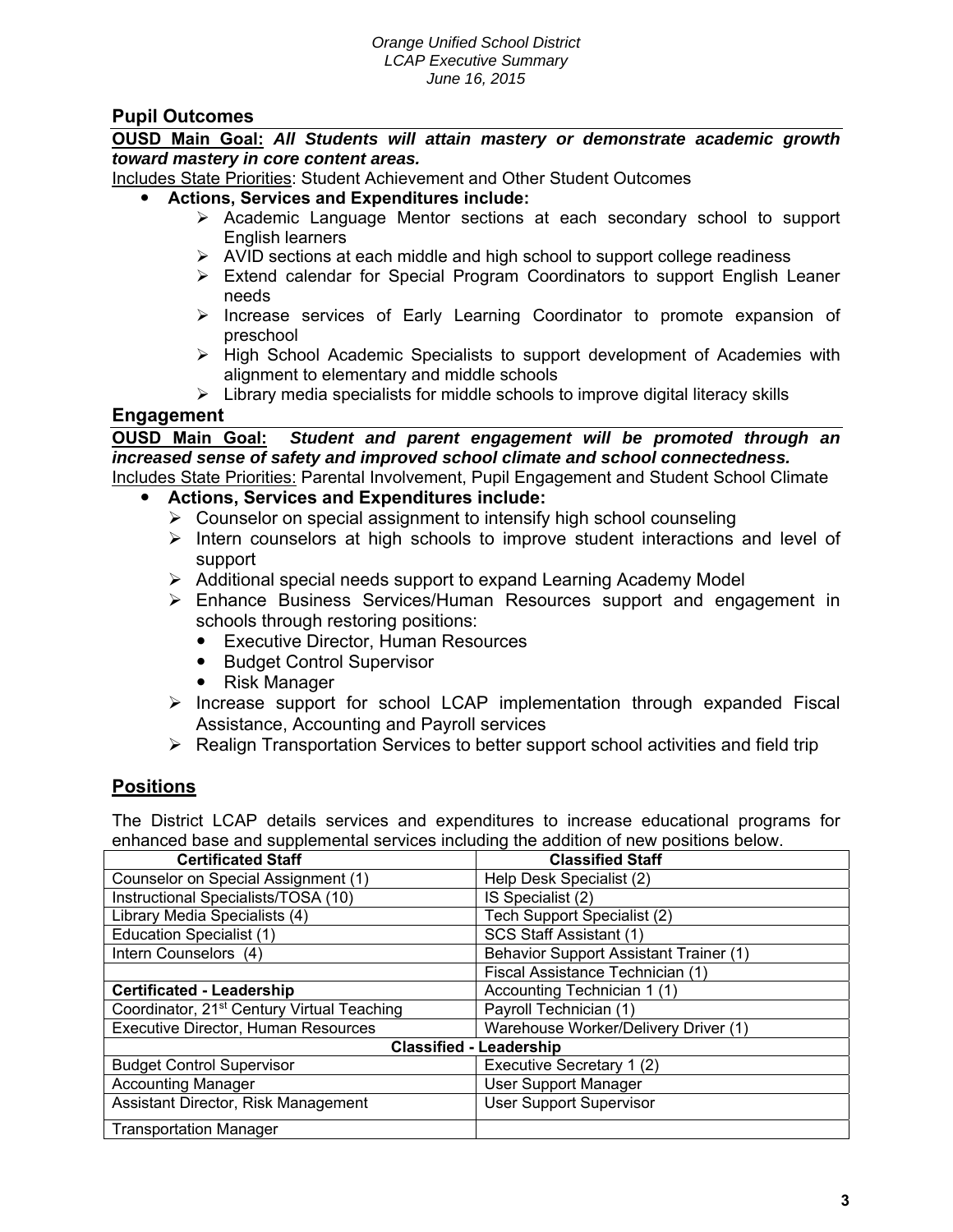## Pupil Outcomes

**OUSD Main Goal:** ***All Students will attain mastery or demonstrate academic growth toward mastery in core content areas.***

Includes State Priorities: Student Achievement and Other Student Outcomes

- **Actions, Services and Expenditures include:**
    - Academic Language Mentor sections at each secondary school to support English learners
    - AVID sections at each middle and high school to support college readiness
    - Extend calendar for Special Program Coordinators to support English Leaner needs
    - Increase services of Early Learning Coordinator to promote expansion of preschool
    - High School Academic Specialists to support development of Academies with alignment to elementary and middle schools
    - Library media specialists for middle schools to improve digital literacy skills

## Engagement

**OUSD Main Goal:** ***Student and parent engagement will be promoted through an increased sense of safety and improved school climate and school connectedness.***

Includes State Priorities: Parental Involvement, Pupil Engagement and Student School Climate

- **Actions, Services and Expenditures include:**
    - Counselor on special assignment to intensify high school counseling
    - Intern counselors at high schools to improve student interactions and level of support
    - Additional special needs support to expand Learning Academy Model
    - Enhance Business Services/Human Resources support and engagement in schools through restoring positions:
        - Executive Director, Human Resources
        - Budget Control Supervisor
        - Risk Manager
    - Increase support for school LCAP implementation through expanded Fiscal Assistance, Accounting and Payroll services
    - Realign Transportation Services to better support school activities and field trip

## Positions

The District LCAP details services and expenditures to increase educational programs for enhanced base and supplemental services including the addition of new positions below.

| Certificated Staff | Classified Staff |
|---|---|
| Counselor on Special Assignment (1) | Help Desk Specialist (2) |
| Instructional Specialists/TOSA (10) | IS Specialist (2) |
| Library Media Specialists (4) | Tech Support Specialist (2) |
| Education Specialist (1) | SCS Staff Assistant (1) |
| Intern Counselors (4) | Behavior Support Assistant Trainer (1) |
| | Fiscal Assistance Technician (1) |
| **Certificated - Leadership** | Accounting Technician 1 (1) |
| Coordinator, 21st Century Virtual Teaching | Payroll Technician (1) |
| Executive Director, Human Resources | Warehouse Worker/Delivery Driver (1) |
| **Classified - Leadership** | |
| Budget Control Supervisor | Executive Secretary 1 (2) |
| Accounting Manager | User Support Manager |
| Assistant Director, Risk Management | User Support Supervisor |
| Transportation Manager | |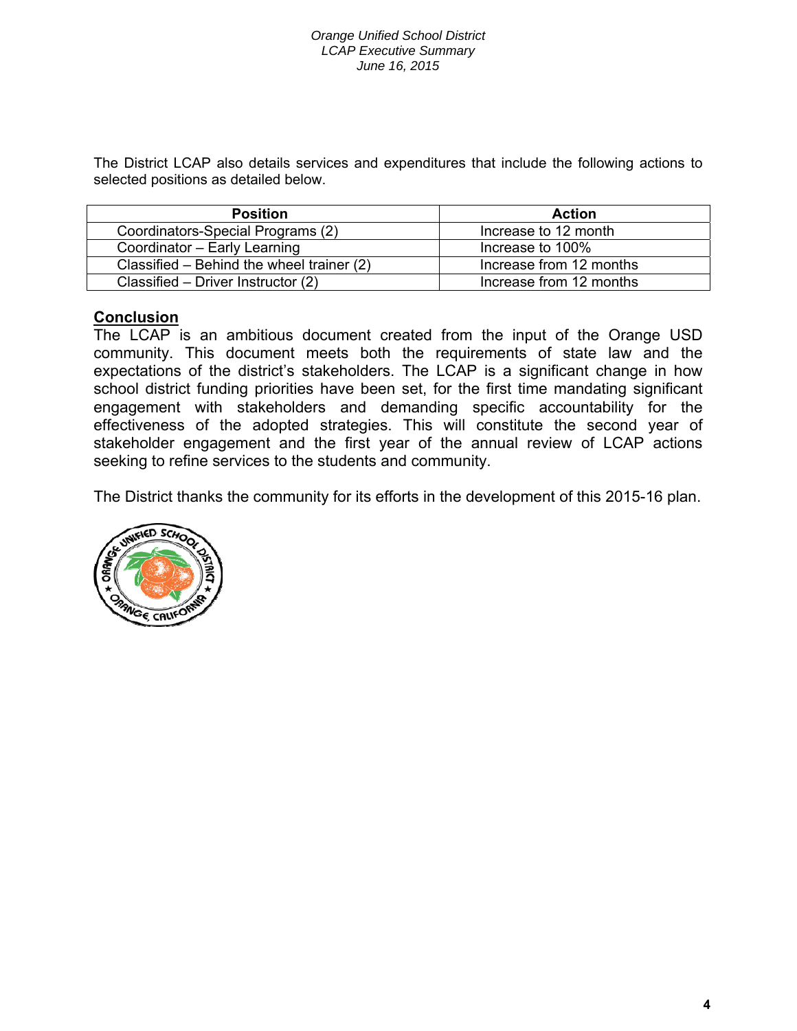The District LCAP also details services and expenditures that include the following actions to selected positions as detailed below.

| Position | Action |
|---|---|
| Coordinators-Special Programs (2) | Increase to 12 month |
| Coordinator – Early Learning | Increase to 100% |
| Classified – Behind the wheel trainer (2) | Increase from 12 months |
| Classified – Driver Instructor (2) | Increase from 12 months |

**Conclusion**

The LCAP is an ambitious document created from the input of the Orange USD community. This document meets both the requirements of state law and the expectations of the district's stakeholders. The LCAP is a significant change in how school district funding priorities have been set, for the first time mandating significant engagement with stakeholders and demanding specific accountability for the effectiveness of the adopted strategies. This will constitute the second year of stakeholder engagement and the first year of the annual review of LCAP actions seeking to refine services to the students and community.

The District thanks the community for its efforts in the development of this 2015-16 plan.